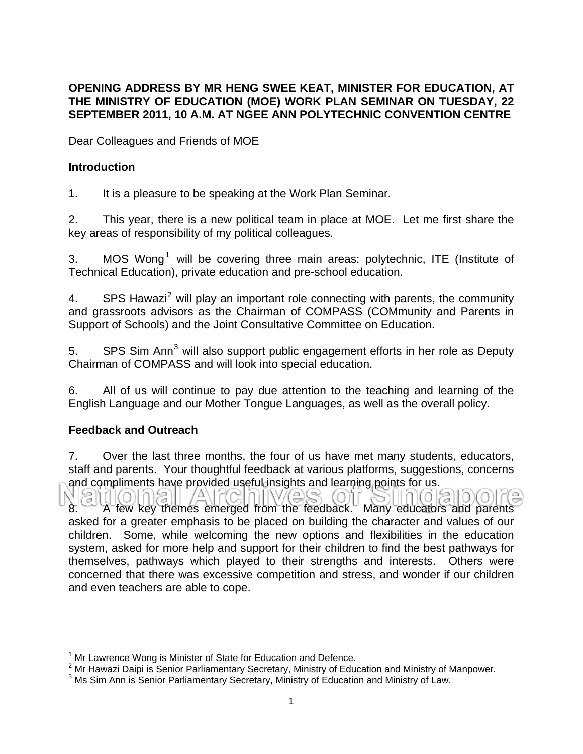**OPENING ADDRESS BY MR HENG SWEE KEAT, MINISTER FOR EDUCATION, AT THE MINISTRY OF EDUCATION (MOE) WORK PLAN SEMINAR ON TUESDAY, 22 SEPTEMBER 2011, 10 A.M. AT NGEE ANN POLYTECHNIC CONVENTION CENTRE**

Dear Colleagues and Friends of MOE

## Introduction

1. It is a pleasure to be speaking at the Work Plan Seminar.

2. This year, there is a new political team in place at MOE. Let me first share the key areas of responsibility of my political colleagues.

3. MOS Wong[1] will be covering three main areas: polytechnic, ITE (Institute of Technical Education), private education and pre-school education.

4. SPS Hawazi[2] will play an important role connecting with parents, the community and grassroots advisors as the Chairman of COMPASS (COMmunity and Parents in Support of Schools) and the Joint Consultative Committee on Education.

5. SPS Sim Ann[3] will also support public engagement efforts in her role as Deputy Chairman of COMPASS and will look into special education.

6. All of us will continue to pay due attention to the teaching and learning of the English Language and our Mother Tongue Languages, as well as the overall policy.

## Feedback and Outreach

7. Over the last three months, the four of us have met many students, educators, staff and parents. Your thoughtful feedback at various platforms, suggestions, concerns and compliments have provided useful insights and learning points for us.

8. A few key themes emerged from the feedback. Many educators and parents asked for a greater emphasis to be placed on building the character and values of our children. Some, while welcoming the new options and flexibilities in the education system, asked for more help and support for their children to find the best pathways for themselves, pathways which played to their strengths and interests. Others were concerned that there was excessive competition and stress, and wonder if our children and even teachers are able to cope.

---

[1] Mr Lawrence Wong is Minister of State for Education and Defence.
[2] Mr Hawazi Daipi is Senior Parliamentary Secretary, Ministry of Education and Ministry of Manpower.
[3] Ms Sim Ann is Senior Parliamentary Secretary, Ministry of Education and Ministry of Law.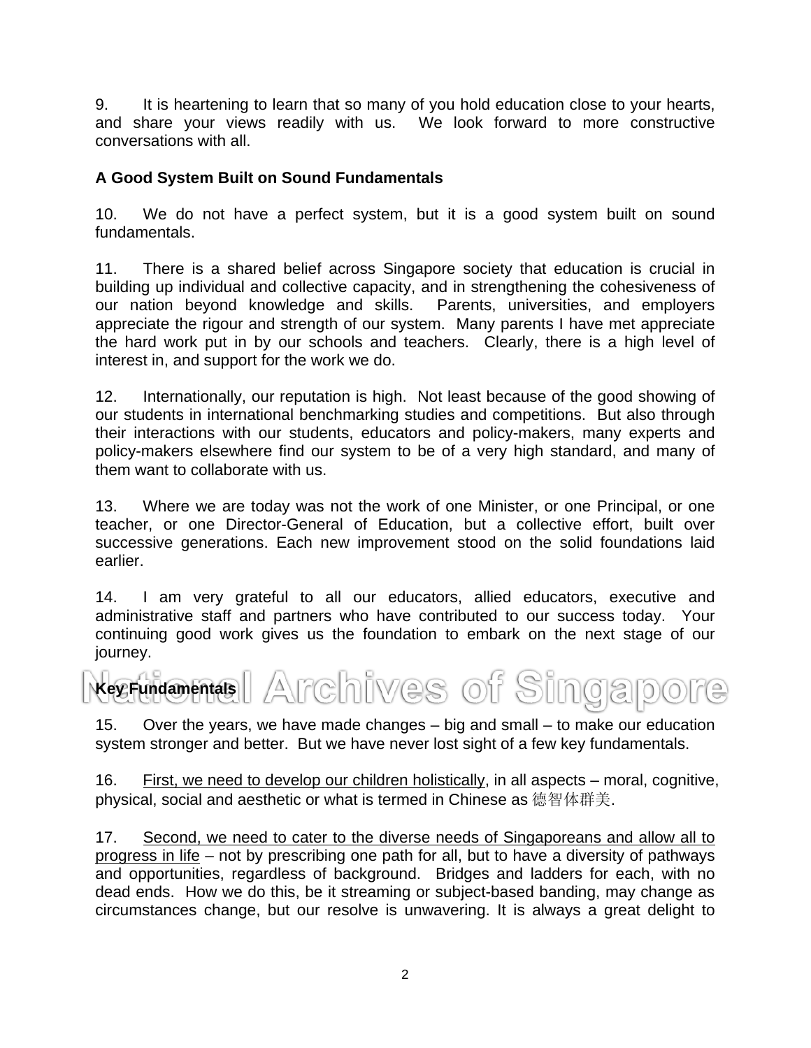9. It is heartening to learn that so many of you hold education close to your hearts, and share your views readily with us. We look forward to more constructive conversations with all.

**A Good System Built on Sound Fundamentals**

10. We do not have a perfect system, but it is a good system built on sound fundamentals.

11. There is a shared belief across Singapore society that education is crucial in building up individual and collective capacity, and in strengthening the cohesiveness of our nation beyond knowledge and skills. Parents, universities, and employers appreciate the rigour and strength of our system. Many parents I have met appreciate the hard work put in by our schools and teachers. Clearly, there is a high level of interest in, and support for the work we do.

12. Internationally, our reputation is high. Not least because of the good showing of our students in international benchmarking studies and competitions. But also through their interactions with our students, educators and policy-makers, many experts and policy-makers elsewhere find our system to be of a very high standard, and many of them want to collaborate with us.

13. Where we are today was not the work of one Minister, or one Principal, or one teacher, or one Director-General of Education, but a collective effort, built over successive generations. Each new improvement stood on the solid foundations laid earlier.

14. I am very grateful to all our educators, allied educators, executive and administrative staff and partners who have contributed to our success today. Your continuing good work gives us the foundation to embark on the next stage of our journey.

**Key Fundamentals**

15. Over the years, we have made changes – big and small – to make our education system stronger and better. But we have never lost sight of a few key fundamentals.

16. First, we need to develop our children holistically, in all aspects – moral, cognitive, physical, social and aesthetic or what is termed in Chinese as 德智体群美.

17. Second, we need to cater to the diverse needs of Singaporeans and allow all to progress in life – not by prescribing one path for all, but to have a diversity of pathways and opportunities, regardless of background. Bridges and ladders for each, with no dead ends. How we do this, be it streaming or subject-based banding, may change as circumstances change, but our resolve is unwavering. It is always a great delight to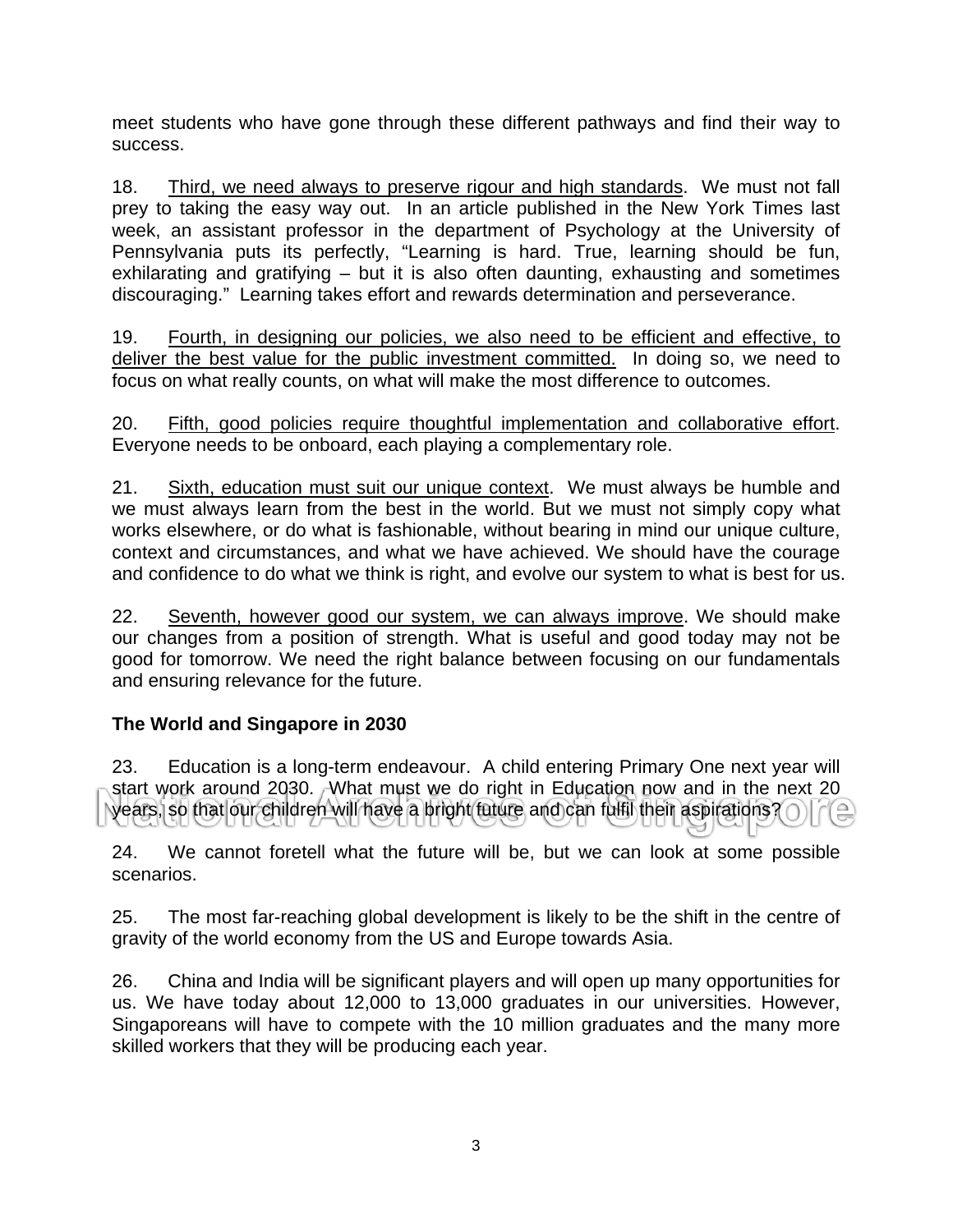meet students who have gone through these different pathways and find their way to success.

18. Third, we need always to preserve rigour and high standards. We must not fall prey to taking the easy way out. In an article published in the New York Times last week, an assistant professor in the department of Psychology at the University of Pennsylvania puts its perfectly, "Learning is hard. True, learning should be fun, exhilarating and gratifying – but it is also often daunting, exhausting and sometimes discouraging." Learning takes effort and rewards determination and perseverance.

19. Fourth, in designing our policies, we also need to be efficient and effective, to deliver the best value for the public investment committed. In doing so, we need to focus on what really counts, on what will make the most difference to outcomes.

20. Fifth, good policies require thoughtful implementation and collaborative effort. Everyone needs to be onboard, each playing a complementary role.

21. Sixth, education must suit our unique context. We must always be humble and we must always learn from the best in the world. But we must not simply copy what works elsewhere, or do what is fashionable, without bearing in mind our unique culture, context and circumstances, and what we have achieved. We should have the courage and confidence to do what we think is right, and evolve our system to what is best for us.

22. Seventh, however good our system, we can always improve. We should make our changes from a position of strength. What is useful and good today may not be good for tomorrow. We need the right balance between focusing on our fundamentals and ensuring relevance for the future.

**The World and Singapore in 2030**

23. Education is a long-term endeavour. A child entering Primary One next year will start work around 2030. What must we do right in Education now and in the next 20 years, so that our children will have a bright future and can fulfil their aspirations?

24. We cannot foretell what the future will be, but we can look at some possible scenarios.

25. The most far-reaching global development is likely to be the shift in the centre of gravity of the world economy from the US and Europe towards Asia.

26. China and India will be significant players and will open up many opportunities for us. We have today about 12,000 to 13,000 graduates in our universities. However, Singaporeans will have to compete with the 10 million graduates and the many more skilled workers that they will be producing each year.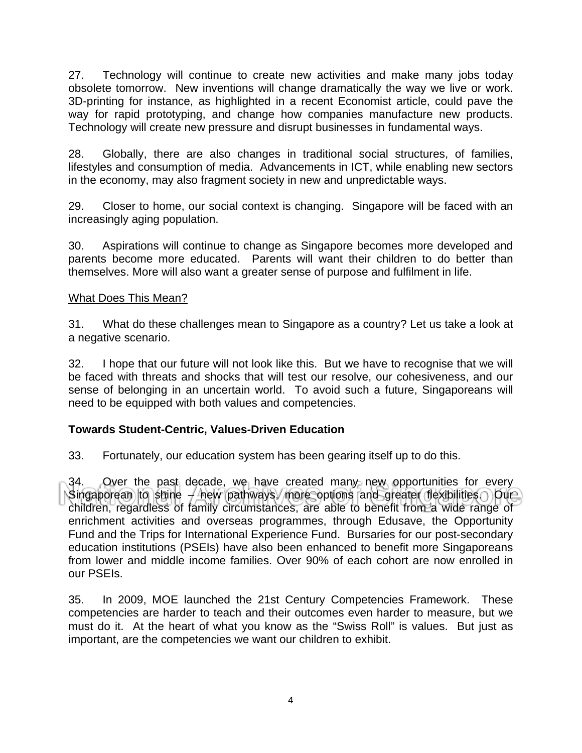27. Technology will continue to create new activities and make many jobs today obsolete tomorrow. New inventions will change dramatically the way we live or work. 3D-printing for instance, as highlighted in a recent Economist article, could pave the way for rapid prototyping, and change how companies manufacture new products. Technology will create new pressure and disrupt businesses in fundamental ways.

28. Globally, there are also changes in traditional social structures, of families, lifestyles and consumption of media. Advancements in ICT, while enabling new sectors in the economy, may also fragment society in new and unpredictable ways.

29. Closer to home, our social context is changing. Singapore will be faced with an increasingly aging population.

30. Aspirations will continue to change as Singapore becomes more developed and parents become more educated. Parents will want their children to do better than themselves. More will also want a greater sense of purpose and fulfilment in life.

What Does This Mean?

31. What do these challenges mean to Singapore as a country? Let us take a look at a negative scenario.

32. I hope that our future will not look like this. But we have to recognise that we will be faced with threats and shocks that will test our resolve, our cohesiveness, and our sense of belonging in an uncertain world. To avoid such a future, Singaporeans will need to be equipped with both values and competencies.

**Towards Student-Centric, Values-Driven Education**

33. Fortunately, our education system has been gearing itself up to do this.

34. Over the past decade, we have created many new opportunities for every Singaporean to shine – new pathways, more options and greater flexibilities. Our children, regardless of family circumstances, are able to benefit from a wide range of enrichment activities and overseas programmes, through Edusave, the Opportunity Fund and the Trips for International Experience Fund. Bursaries for our post-secondary education institutions (PSEIs) have also been enhanced to benefit more Singaporeans from lower and middle income families. Over 90% of each cohort are now enrolled in our PSEIs.

35. In 2009, MOE launched the 21st Century Competencies Framework. These competencies are harder to teach and their outcomes even harder to measure, but we must do it. At the heart of what you know as the "Swiss Roll" is values. But just as important, are the competencies we want our children to exhibit.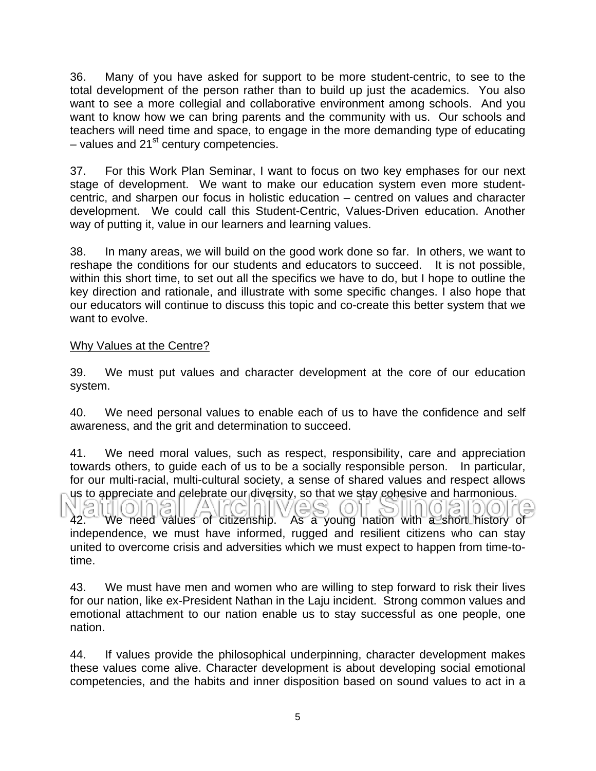36. Many of you have asked for support to be more student-centric, to see to the total development of the person rather than to build up just the academics. You also want to see a more collegial and collaborative environment among schools. And you want to know how we can bring parents and the community with us. Our schools and teachers will need time and space, to engage in the more demanding type of educating – values and 21st century competencies.

37. For this Work Plan Seminar, I want to focus on two key emphases for our next stage of development. We want to make our education system even more student-centric, and sharpen our focus in holistic education – centred on values and character development. We could call this Student-Centric, Values-Driven education. Another way of putting it, value in our learners and learning values.

38. In many areas, we will build on the good work done so far. In others, we want to reshape the conditions for our students and educators to succeed. It is not possible, within this short time, to set out all the specifics we have to do, but I hope to outline the key direction and rationale, and illustrate with some specific changes. I also hope that our educators will continue to discuss this topic and co-create this better system that we want to evolve.

Why Values at the Centre?

39. We must put values and character development at the core of our education system.

40. We need personal values to enable each of us to have the confidence and self awareness, and the grit and determination to succeed.

41. We need moral values, such as respect, responsibility, care and appreciation towards others, to guide each of us to be a socially responsible person. In particular, for our multi-racial, multi-cultural society, a sense of shared values and respect allows us to appreciate and celebrate our diversity, so that we stay cohesive and harmonious.

42. We need values of citizenship. As a young nation with a short history of independence, we must have informed, rugged and resilient citizens who can stay united to overcome crisis and adversities which we must expect to happen from time-to-time.

43. We must have men and women who are willing to step forward to risk their lives for our nation, like ex-President Nathan in the Laju incident. Strong common values and emotional attachment to our nation enable us to stay successful as one people, one nation.

44. If values provide the philosophical underpinning, character development makes these values come alive. Character development is about developing social emotional competencies, and the habits and inner disposition based on sound values to act in a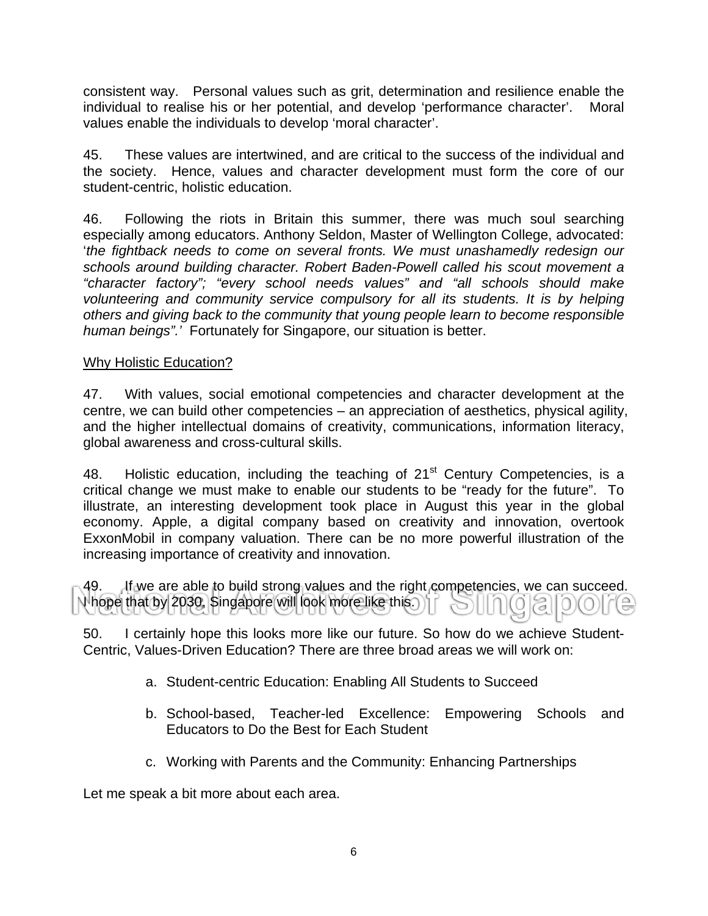consistent way. Personal values such as grit, determination and resilience enable the individual to realise his or her potential, and develop ‘performance character’. Moral values enable the individuals to develop ‘moral character’.

45. These values are intertwined, and are critical to the success of the individual and the society. Hence, values and character development must form the core of our student-centric, holistic education.

46. Following the riots in Britain this summer, there was much soul searching especially among educators. Anthony Seldon, Master of Wellington College, advocated: ‘*the fightback needs to come on several fronts. We must unashamedly redesign our schools around building character. Robert Baden-Powell called his scout movement a “character factory”; “every school needs values” and “all schools should make volunteering and community service compulsory for all its students. It is by helping others and giving back to the community that young people learn to become responsible human beings”.’* Fortunately for Singapore, our situation is better.

<u>Why Holistic Education?</u>

47. With values, social emotional competencies and character development at the centre, we can build other competencies – an appreciation of aesthetics, physical agility, and the higher intellectual domains of creativity, communications, information literacy, global awareness and cross-cultural skills.

48. Holistic education, including the teaching of 21st Century Competencies, is a critical change we must make to enable our students to be “ready for the future”. To illustrate, an interesting development took place in August this year in the global economy. Apple, a digital company based on creativity and innovation, overtook ExxonMobil in company valuation. There can be no more powerful illustration of the increasing importance of creativity and innovation.

49. If we are able to build strong values and the right competencies, we can succeed. I hope that by 2030, Singapore will look more like this.

50. I certainly hope this looks more like our future. So how do we achieve Student-Centric, Values-Driven Education? There are three broad areas we will work on:

a. Student-centric Education: Enabling All Students to Succeed

b. School-based, Teacher-led Excellence: Empowering Schools and Educators to Do the Best for Each Student

c. Working with Parents and the Community: Enhancing Partnerships

Let me speak a bit more about each area.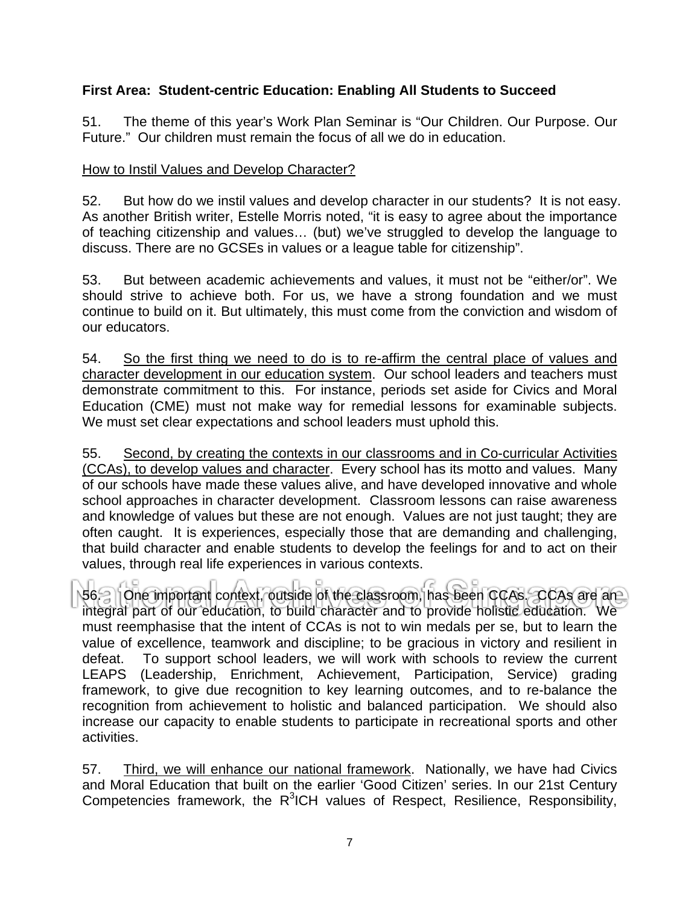**First Area: Student-centric Education: Enabling All Students to Succeed**

51. The theme of this year's Work Plan Seminar is "Our Children. Our Purpose. Our Future." Our children must remain the focus of all we do in education.

How to Instil Values and Develop Character?

52. But how do we instil values and develop character in our students? It is not easy. As another British writer, Estelle Morris noted, "it is easy to agree about the importance of teaching citizenship and values… (but) we've struggled to develop the language to discuss. There are no GCSEs in values or a league table for citizenship".

53. But between academic achievements and values, it must not be "either/or". We should strive to achieve both. For us, we have a strong foundation and we must continue to build on it. But ultimately, this must come from the conviction and wisdom of our educators.

54. So the first thing we need to do is to re-affirm the central place of values and character development in our education system. Our school leaders and teachers must demonstrate commitment to this. For instance, periods set aside for Civics and Moral Education (CME) must not make way for remedial lessons for examinable subjects. We must set clear expectations and school leaders must uphold this.

55. Second, by creating the contexts in our classrooms and in Co-curricular Activities (CCAs), to develop values and character. Every school has its motto and values. Many of our schools have made these values alive, and have developed innovative and whole school approaches in character development. Classroom lessons can raise awareness and knowledge of values but these are not enough. Values are not just taught; they are often caught. It is experiences, especially those that are demanding and challenging, that build character and enable students to develop the feelings for and to act on their values, through real life experiences in various contexts.

56. One important context, outside of the classroom, has been CCAs. CCAs are an integral part of our education, to build character and to provide holistic education. We must reemphasise that the intent of CCAs is not to win medals per se, but to learn the value of excellence, teamwork and discipline; to be gracious in victory and resilient in defeat. To support school leaders, we will work with schools to review the current LEAPS (Leadership, Enrichment, Achievement, Participation, Service) grading framework, to give due recognition to key learning outcomes, and to re-balance the recognition from achievement to holistic and balanced participation. We should also increase our capacity to enable students to participate in recreational sports and other activities.

57. Third, we will enhance our national framework. Nationally, we have had Civics and Moral Education that built on the earlier 'Good Citizen' series. In our 21st Century Competencies framework, the $R^3$ICH values of Respect, Resilience, Responsibility,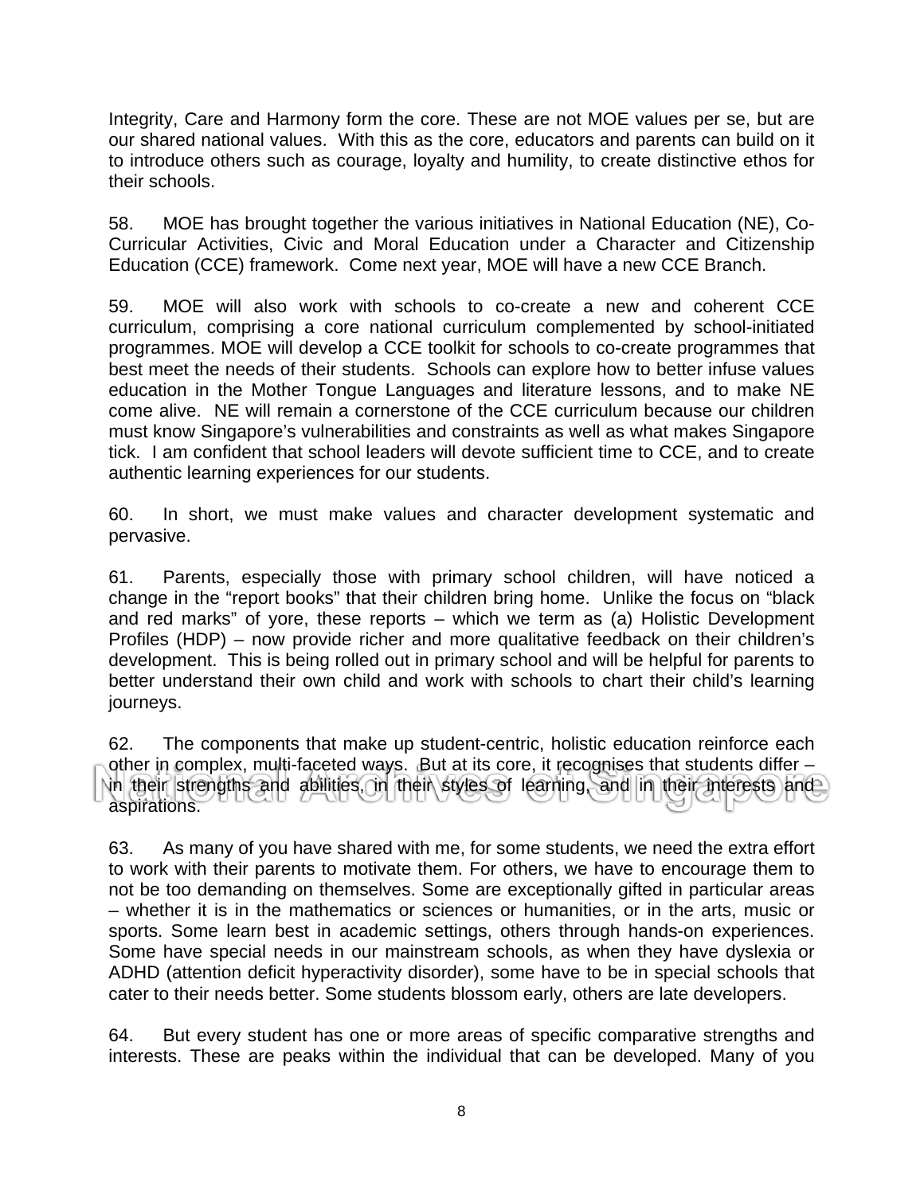Integrity, Care and Harmony form the core. These are not MOE values per se, but are our shared national values. With this as the core, educators and parents can build on it to introduce others such as courage, loyalty and humility, to create distinctive ethos for their schools.

58. MOE has brought together the various initiatives in National Education (NE), Co-Curricular Activities, Civic and Moral Education under a Character and Citizenship Education (CCE) framework. Come next year, MOE will have a new CCE Branch.

59. MOE will also work with schools to co-create a new and coherent CCE curriculum, comprising a core national curriculum complemented by school-initiated programmes. MOE will develop a CCE toolkit for schools to co-create programmes that best meet the needs of their students. Schools can explore how to better infuse values education in the Mother Tongue Languages and literature lessons, and to make NE come alive. NE will remain a cornerstone of the CCE curriculum because our children must know Singapore's vulnerabilities and constraints as well as what makes Singapore tick. I am confident that school leaders will devote sufficient time to CCE, and to create authentic learning experiences for our students.

60. In short, we must make values and character development systematic and pervasive.

61. Parents, especially those with primary school children, will have noticed a change in the "report books" that their children bring home. Unlike the focus on "black and red marks" of yore, these reports – which we term as (a) Holistic Development Profiles (HDP) – now provide richer and more qualitative feedback on their children's development. This is being rolled out in primary school and will be helpful for parents to better understand their own child and work with schools to chart their child's learning journeys.

62. The components that make up student-centric, holistic education reinforce each other in complex, multi-faceted ways. But at its core, it recognises that students differ – in their strengths and abilities, in their styles of learning, and in their interests and aspirations.

63. As many of you have shared with me, for some students, we need the extra effort to work with their parents to motivate them. For others, we have to encourage them to not be too demanding on themselves. Some are exceptionally gifted in particular areas – whether it is in the mathematics or sciences or humanities, or in the arts, music or sports. Some learn best in academic settings, others through hands-on experiences. Some have special needs in our mainstream schools, as when they have dyslexia or ADHD (attention deficit hyperactivity disorder), some have to be in special schools that cater to their needs better. Some students blossom early, others are late developers.

64. But every student has one or more areas of specific comparative strengths and interests. These are peaks within the individual that can be developed. Many of you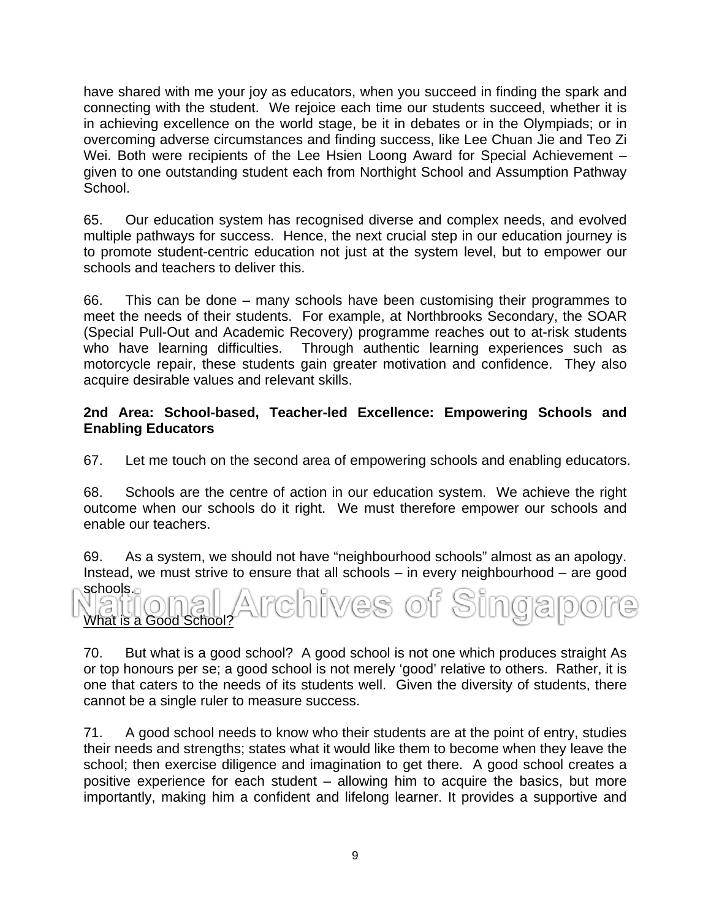have shared with me your joy as educators, when you succeed in finding the spark and connecting with the student. We rejoice each time our students succeed, whether it is in achieving excellence on the world stage, be it in debates or in the Olympiads; or in overcoming adverse circumstances and finding success, like Lee Chuan Jie and Teo Zi Wei. Both were recipients of the Lee Hsien Loong Award for Special Achievement – given to one outstanding student each from Northight School and Assumption Pathway School.

65. Our education system has recognised diverse and complex needs, and evolved multiple pathways for success. Hence, the next crucial step in our education journey is to promote student-centric education not just at the system level, but to empower our schools and teachers to deliver this.

66. This can be done – many schools have been customising their programmes to meet the needs of their students. For example, at Northbrooks Secondary, the SOAR (Special Pull-Out and Academic Recovery) programme reaches out to at-risk students who have learning difficulties. Through authentic learning experiences such as motorcycle repair, these students gain greater motivation and confidence. They also acquire desirable values and relevant skills.

**2nd Area: School-based, Teacher-led Excellence: Empowering Schools and Enabling Educators**

67. Let me touch on the second area of empowering schools and enabling educators.

68. Schools are the centre of action in our education system. We achieve the right outcome when our schools do it right. We must therefore empower our schools and enable our teachers.

69. As a system, we should not have "neighbourhood schools" almost as an apology. Instead, we must strive to ensure that all schools – in every neighbourhood – are good schools.

<u>What is a Good School?</u>

70. But what is a good school? A good school is not one which produces straight As or top honours per se; a good school is not merely 'good' relative to others. Rather, it is one that caters to the needs of its students well. Given the diversity of students, there cannot be a single ruler to measure success.

71. A good school needs to know who their students are at the point of entry, studies their needs and strengths; states what it would like them to become when they leave the school; then exercise diligence and imagination to get there. A good school creates a positive experience for each student – allowing him to acquire the basics, but more importantly, making him a confident and lifelong learner. It provides a supportive and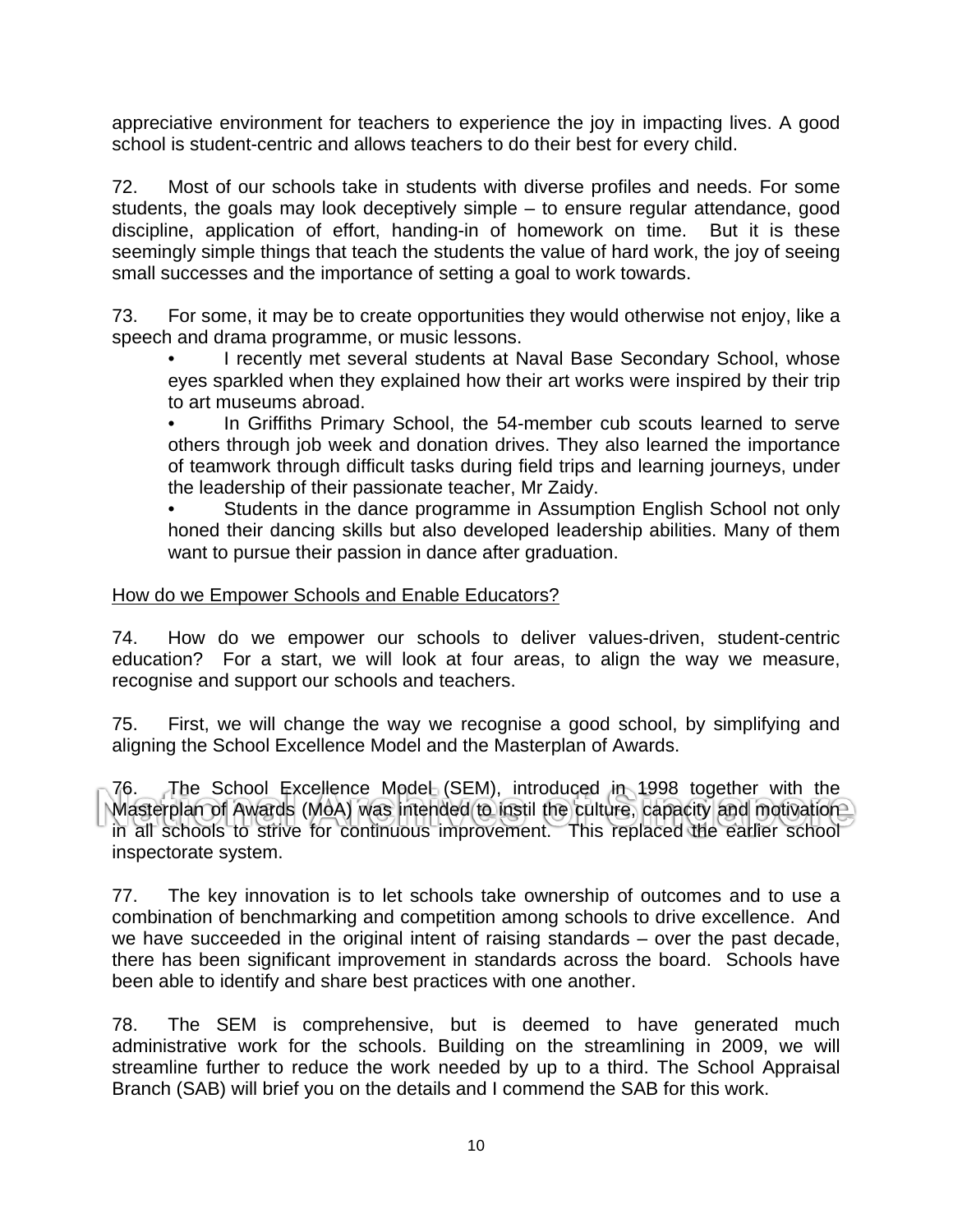appreciative environment for teachers to experience the joy in impacting lives. A good school is student-centric and allows teachers to do their best for every child.

72. Most of our schools take in students with diverse profiles and needs. For some students, the goals may look deceptively simple – to ensure regular attendance, good discipline, application of effort, handing-in of homework on time. But it is these seemingly simple things that teach the students the value of hard work, the joy of seeing small successes and the importance of setting a goal to work towards.

73. For some, it may be to create opportunities they would otherwise not enjoy, like a speech and drama programme, or music lessons.

- I recently met several students at Naval Base Secondary School, whose eyes sparkled when they explained how their art works were inspired by their trip to art museums abroad.
- In Griffiths Primary School, the 54-member cub scouts learned to serve others through job week and donation drives. They also learned the importance of teamwork through difficult tasks during field trips and learning journeys, under the leadership of their passionate teacher, Mr Zaidy.
- Students in the dance programme in Assumption English School not only honed their dancing skills but also developed leadership abilities. Many of them want to pursue their passion in dance after graduation.

How do we Empower Schools and Enable Educators?

74. How do we empower our schools to deliver values-driven, student-centric education? For a start, we will look at four areas, to align the way we measure, recognise and support our schools and teachers.

75. First, we will change the way we recognise a good school, by simplifying and aligning the School Excellence Model and the Masterplan of Awards.

76. The School Excellence Model (SEM), introduced in 1998 together with the Masterplan of Awards (MoA) was intended to instil the culture, capacity and motivation in all schools to strive for continuous improvement. This replaced the earlier school inspectorate system.

77. The key innovation is to let schools take ownership of outcomes and to use a combination of benchmarking and competition among schools to drive excellence. And we have succeeded in the original intent of raising standards – over the past decade, there has been significant improvement in standards across the board. Schools have been able to identify and share best practices with one another.

78. The SEM is comprehensive, but is deemed to have generated much administrative work for the schools. Building on the streamlining in 2009, we will streamline further to reduce the work needed by up to a third. The School Appraisal Branch (SAB) will brief you on the details and I commend the SAB for this work.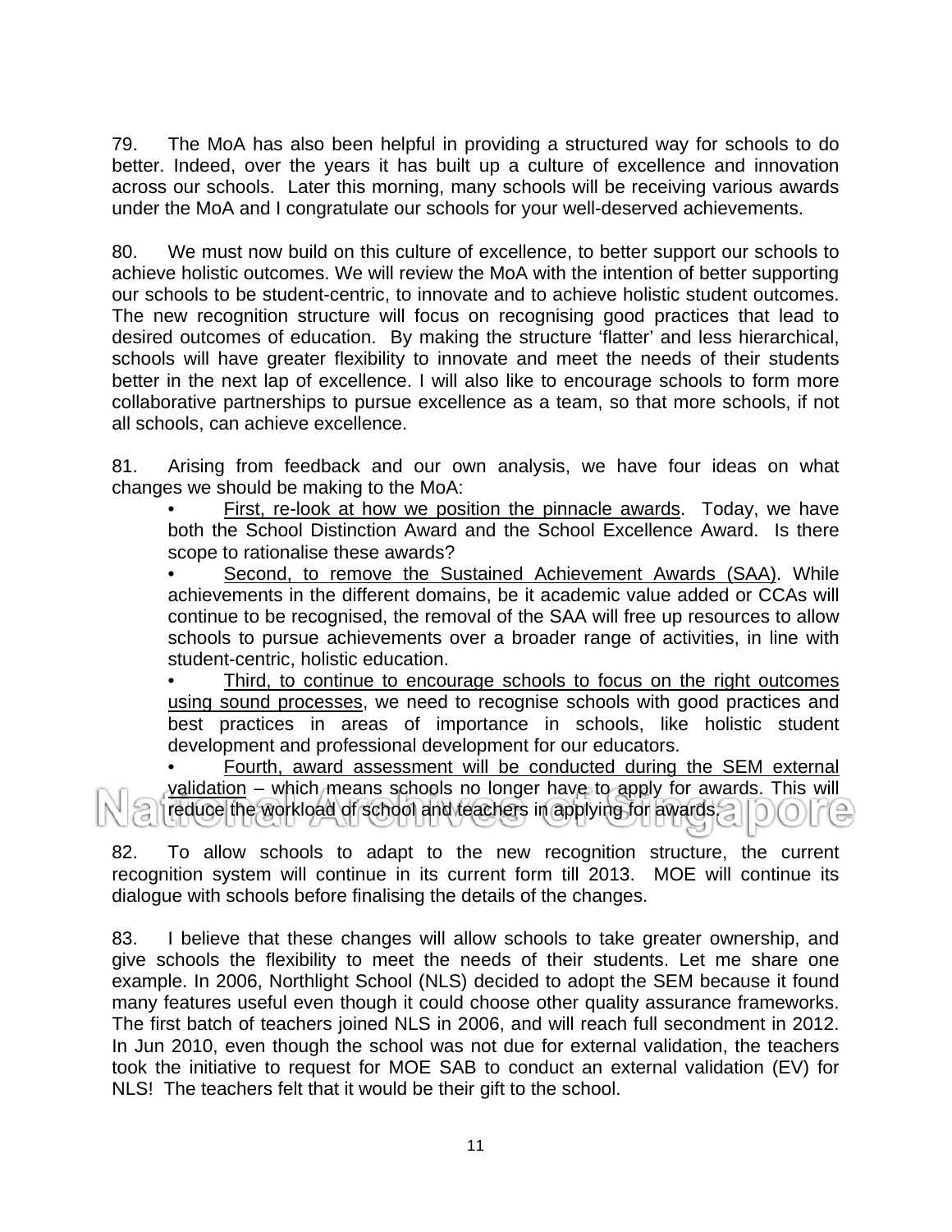79. The MoA has also been helpful in providing a structured way for schools to do better. Indeed, over the years it has built up a culture of excellence and innovation across our schools. Later this morning, many schools will be receiving various awards under the MoA and I congratulate our schools for your well-deserved achievements.

80. We must now build on this culture of excellence, to better support our schools to achieve holistic outcomes. We will review the MoA with the intention of better supporting our schools to be student-centric, to innovate and to achieve holistic student outcomes. The new recognition structure will focus on recognising good practices that lead to desired outcomes of education. By making the structure 'flatter' and less hierarchical, schools will have greater flexibility to innovate and meet the needs of their students better in the next lap of excellence. I will also like to encourage schools to form more collaborative partnerships to pursue excellence as a team, so that more schools, if not all schools, can achieve excellence.

81. Arising from feedback and our own analysis, we have four ideas on what changes we should be making to the MoA:

- <u>First, re-look at how we position the pinnacle awards</u>. Today, we have both the School Distinction Award and the School Excellence Award. Is there scope to rationalise these awards?
- <u>Second, to remove the Sustained Achievement Awards (SAA)</u>. While achievements in the different domains, be it academic value added or CCAs will continue to be recognised, the removal of the SAA will free up resources to allow schools to pursue achievements over a broader range of activities, in line with student-centric, holistic education.
- <u>Third, to continue to encourage schools to focus on the right outcomes using sound processes</u>, we need to recognise schools with good practices and best practices in areas of importance in schools, like holistic student development and professional development for our educators.
- <u>Fourth, award assessment will be conducted during the SEM external validation</u> – which means schools no longer have to apply for awards. This will reduce the workload of school and teachers in applying for awards.

82. To allow schools to adapt to the new recognition structure, the current recognition system will continue in its current form till 2013. MOE will continue its dialogue with schools before finalising the details of the changes.

83. I believe that these changes will allow schools to take greater ownership, and give schools the flexibility to meet the needs of their students. Let me share one example. In 2006, Northlight School (NLS) decided to adopt the SEM because it found many features useful even though it could choose other quality assurance frameworks. The first batch of teachers joined NLS in 2006, and will reach full secondment in 2012. In Jun 2010, even though the school was not due for external validation, the teachers took the initiative to request for MOE SAB to conduct an external validation (EV) for NLS! The teachers felt that it would be their gift to the school.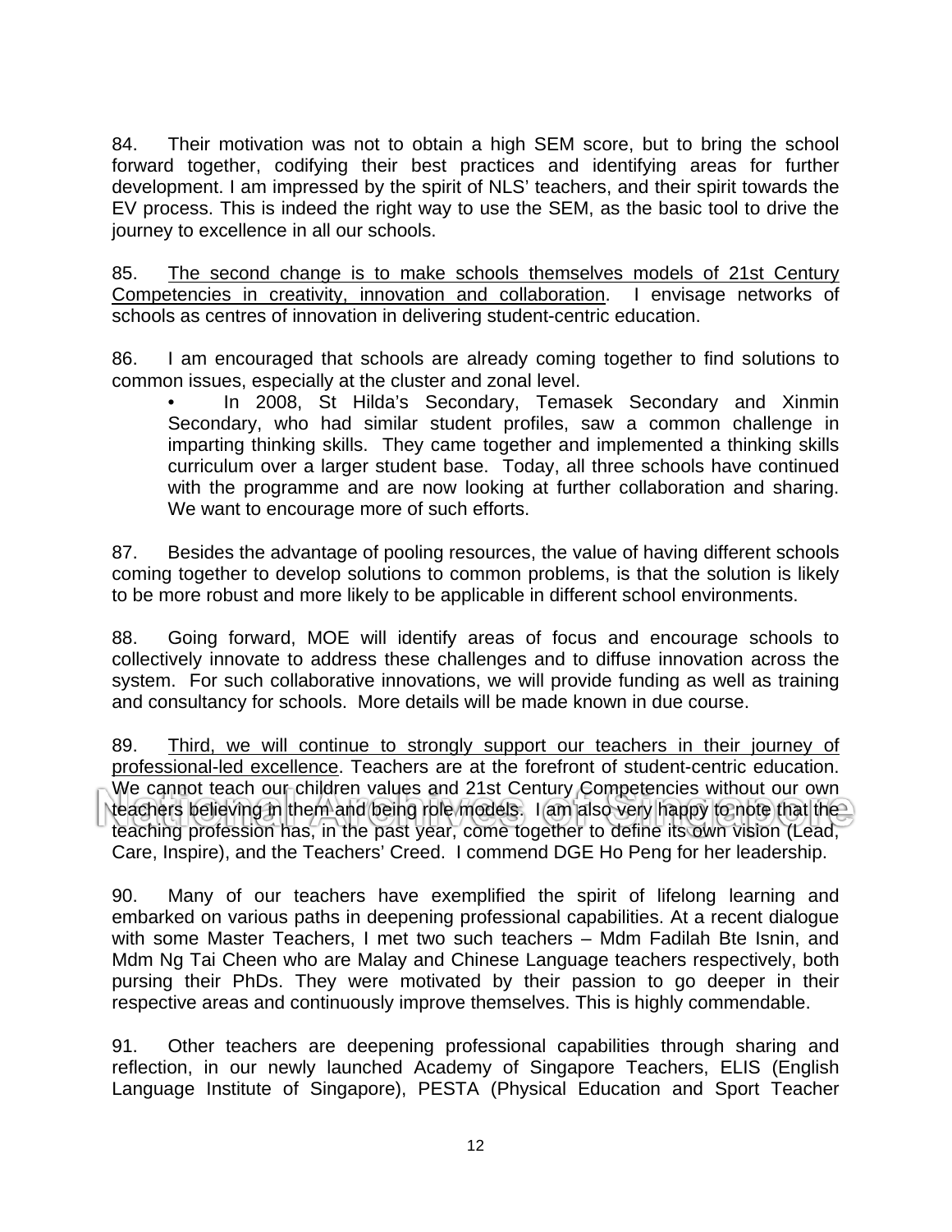84. Their motivation was not to obtain a high SEM score, but to bring the school forward together, codifying their best practices and identifying areas for further development. I am impressed by the spirit of NLS' teachers, and their spirit towards the EV process. This is indeed the right way to use the SEM, as the basic tool to drive the journey to excellence in all our schools.

85. <u>The second change is to make schools themselves models of 21st Century Competencies in creativity, innovation and collaboration</u>. I envisage networks of schools as centres of innovation in delivering student-centric education.

86. I am encouraged that schools are already coming together to find solutions to common issues, especially at the cluster and zonal level.

- In 2008, St Hilda's Secondary, Temasek Secondary and Xinmin Secondary, who had similar student profiles, saw a common challenge in imparting thinking skills. They came together and implemented a thinking skills curriculum over a larger student base. Today, all three schools have continued with the programme and are now looking at further collaboration and sharing. We want to encourage more of such efforts.

87. Besides the advantage of pooling resources, the value of having different schools coming together to develop solutions to common problems, is that the solution is likely to be more robust and more likely to be applicable in different school environments.

88. Going forward, MOE will identify areas of focus and encourage schools to collectively innovate to address these challenges and to diffuse innovation across the system. For such collaborative innovations, we will provide funding as well as training and consultancy for schools. More details will be made known in due course.

89. <u>Third, we will continue to strongly support our teachers in their journey of professional-led excellence</u>. Teachers are at the forefront of student-centric education. We cannot teach our children values and 21st Century Competencies without our own teachers believing in them and being role models. I am also very happy to note that the teaching profession has, in the past year, come together to define its own vision (Lead, Care, Inspire), and the Teachers' Creed. I commend DGE Ho Peng for her leadership.

90. Many of our teachers have exemplified the spirit of lifelong learning and embarked on various paths in deepening professional capabilities. At a recent dialogue with some Master Teachers, I met two such teachers – Mdm Fadilah Bte Isnin, and Mdm Ng Tai Cheen who are Malay and Chinese Language teachers respectively, both pursing their PhDs. They were motivated by their passion to go deeper in their respective areas and continuously improve themselves. This is highly commendable.

91. Other teachers are deepening professional capabilities through sharing and reflection, in our newly launched Academy of Singapore Teachers, ELIS (English Language Institute of Singapore), PESTA (Physical Education and Sport Teacher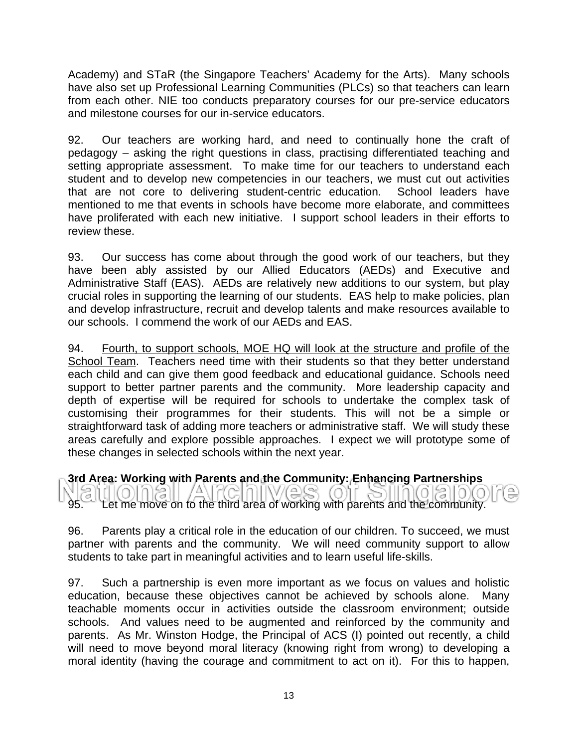Academy) and STaR (the Singapore Teachers' Academy for the Arts). Many schools have also set up Professional Learning Communities (PLCs) so that teachers can learn from each other. NIE too conducts preparatory courses for our pre-service educators and milestone courses for our in-service educators.

92. Our teachers are working hard, and need to continually hone the craft of pedagogy – asking the right questions in class, practising differentiated teaching and setting appropriate assessment. To make time for our teachers to understand each student and to develop new competencies in our teachers, we must cut out activities that are not core to delivering student-centric education. School leaders have mentioned to me that events in schools have become more elaborate, and committees have proliferated with each new initiative. I support school leaders in their efforts to review these.

93. Our success has come about through the good work of our teachers, but they have been ably assisted by our Allied Educators (AEDs) and Executive and Administrative Staff (EAS). AEDs are relatively new additions to our system, but play crucial roles in supporting the learning of our students. EAS help to make policies, plan and develop infrastructure, recruit and develop talents and make resources available to our schools. I commend the work of our AEDs and EAS.

94. <u>Fourth, to support schools, MOE HQ will look at the structure and profile of the School Team</u>. Teachers need time with their students so that they better understand each child and can give them good feedback and educational guidance. Schools need support to better partner parents and the community. More leadership capacity and depth of expertise will be required for schools to undertake the complex task of customising their programmes for their students. This will not be a simple or straightforward task of adding more teachers or administrative staff. We will study these areas carefully and explore possible approaches. I expect we will prototype some of these changes in selected schools within the next year.

**3rd Area: Working with Parents and the Community: Enhancing Partnerships**

95. Let me move on to the third area of working with parents and the community.

96. Parents play a critical role in the education of our children. To succeed, we must partner with parents and the community. We will need community support to allow students to take part in meaningful activities and to learn useful life-skills.

97. Such a partnership is even more important as we focus on values and holistic education, because these objectives cannot be achieved by schools alone. Many teachable moments occur in activities outside the classroom environment; outside schools. And values need to be augmented and reinforced by the community and parents. As Mr. Winston Hodge, the Principal of ACS (I) pointed out recently, a child will need to move beyond moral literacy (knowing right from wrong) to developing a moral identity (having the courage and commitment to act on it). For this to happen,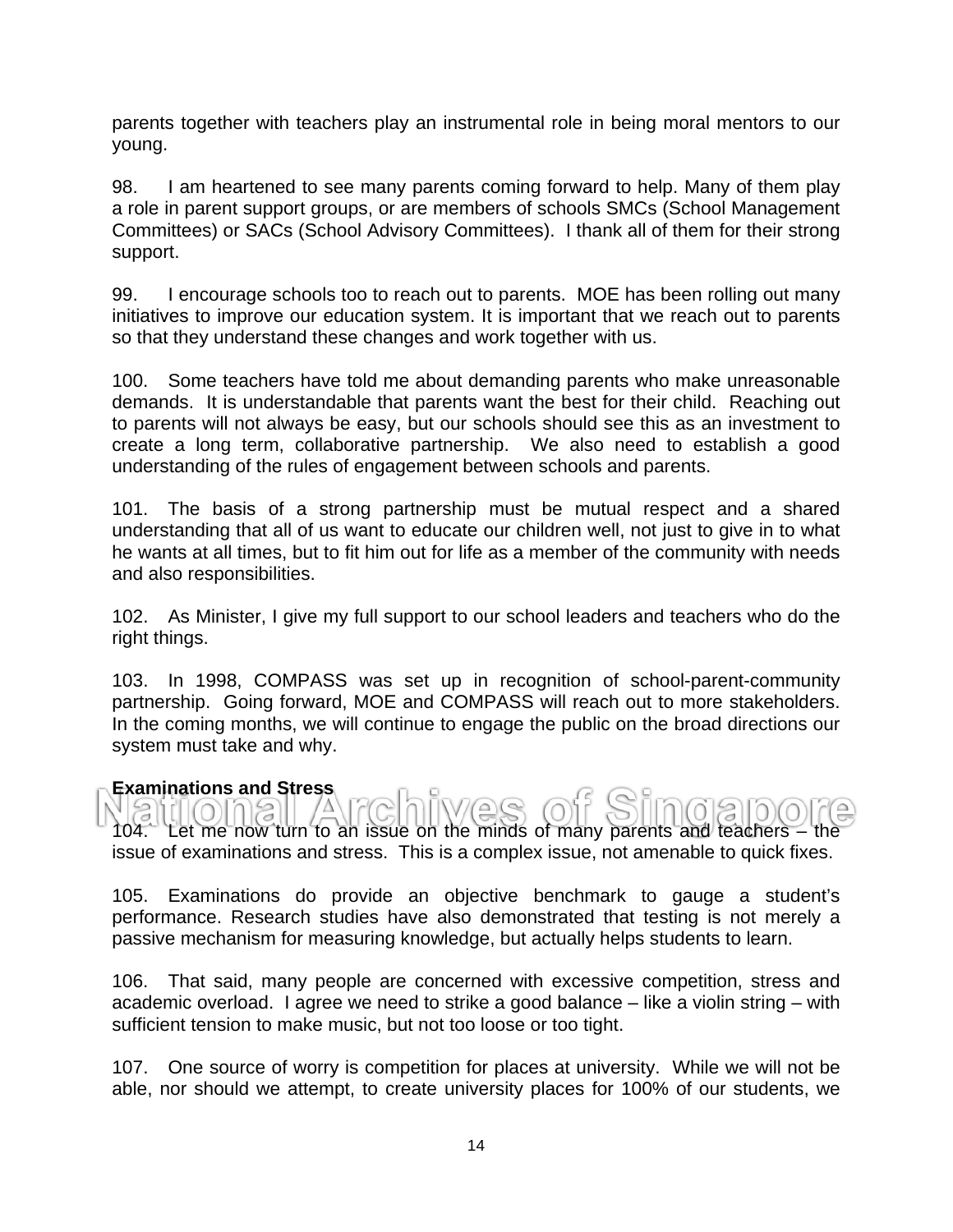parents together with teachers play an instrumental role in being moral mentors to our young.

98. I am heartened to see many parents coming forward to help. Many of them play a role in parent support groups, or are members of schools SMCs (School Management Committees) or SACs (School Advisory Committees). I thank all of them for their strong support.

99. I encourage schools too to reach out to parents. MOE has been rolling out many initiatives to improve our education system. It is important that we reach out to parents so that they understand these changes and work together with us.

100. Some teachers have told me about demanding parents who make unreasonable demands. It is understandable that parents want the best for their child. Reaching out to parents will not always be easy, but our schools should see this as an investment to create a long term, collaborative partnership. We also need to establish a good understanding of the rules of engagement between schools and parents.

101. The basis of a strong partnership must be mutual respect and a shared understanding that all of us want to educate our children well, not just to give in to what he wants at all times, but to fit him out for life as a member of the community with needs and also responsibilities.

102. As Minister, I give my full support to our school leaders and teachers who do the right things.

103. In 1998, COMPASS was set up in recognition of school-parent-community partnership. Going forward, MOE and COMPASS will reach out to more stakeholders. In the coming months, we will continue to engage the public on the broad directions our system must take and why.

**Examinations and Stress**

104. Let me now turn to an issue on the minds of many parents and teachers – the issue of examinations and stress. This is a complex issue, not amenable to quick fixes.

105. Examinations do provide an objective benchmark to gauge a student's performance. Research studies have also demonstrated that testing is not merely a passive mechanism for measuring knowledge, but actually helps students to learn.

106. That said, many people are concerned with excessive competition, stress and academic overload. I agree we need to strike a good balance – like a violin string – with sufficient tension to make music, but not too loose or too tight.

107. One source of worry is competition for places at university. While we will not be able, nor should we attempt, to create university places for 100% of our students, we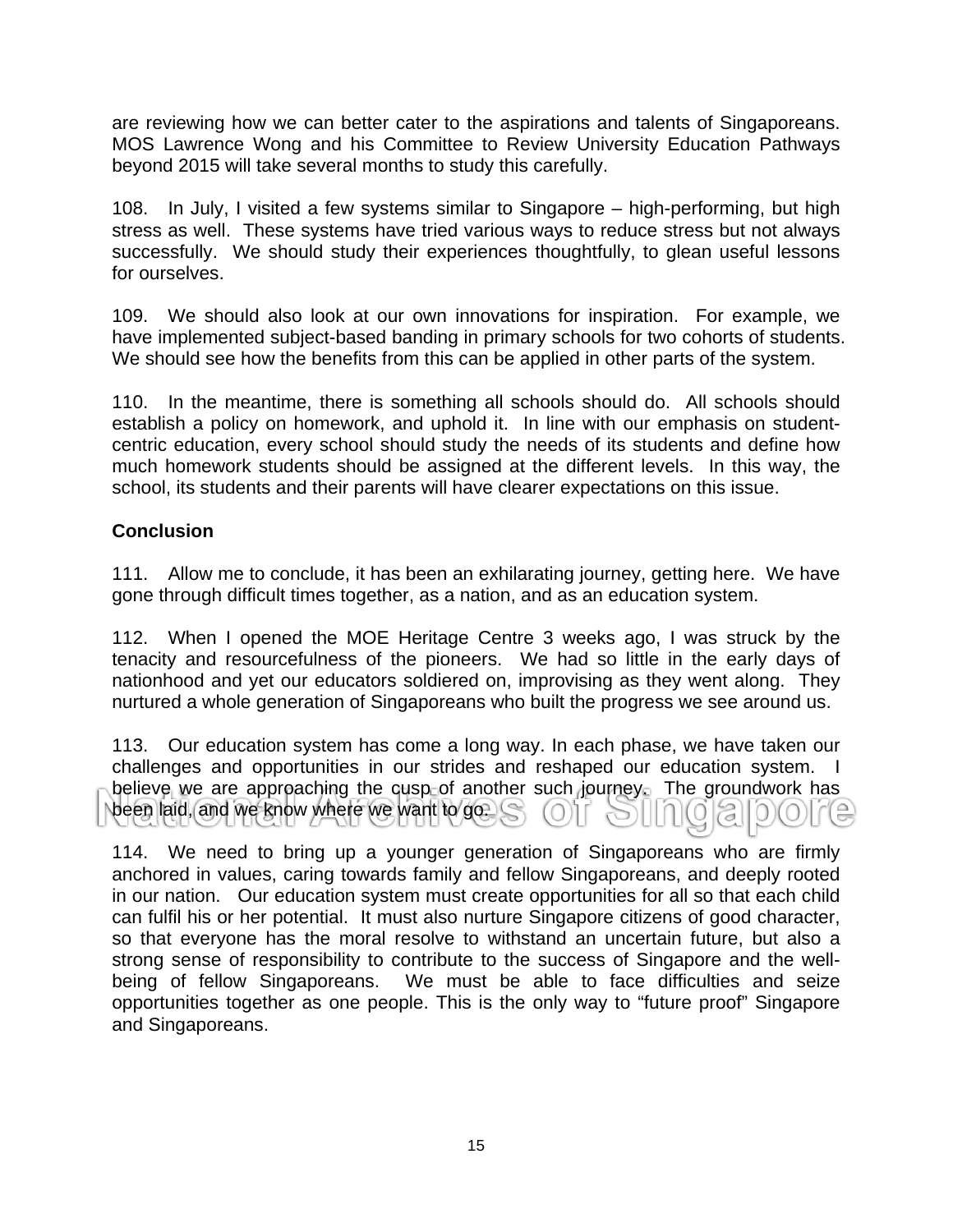are reviewing how we can better cater to the aspirations and talents of Singaporeans. MOS Lawrence Wong and his Committee to Review University Education Pathways beyond 2015 will take several months to study this carefully.

108. In July, I visited a few systems similar to Singapore – high-performing, but high stress as well. These systems have tried various ways to reduce stress but not always successfully. We should study their experiences thoughtfully, to glean useful lessons for ourselves.

109. We should also look at our own innovations for inspiration. For example, we have implemented subject-based banding in primary schools for two cohorts of students. We should see how the benefits from this can be applied in other parts of the system.

110. In the meantime, there is something all schools should do. All schools should establish a policy on homework, and uphold it. In line with our emphasis on student-centric education, every school should study the needs of its students and define how much homework students should be assigned at the different levels. In this way, the school, its students and their parents will have clearer expectations on this issue.

**Conclusion**

111. Allow me to conclude, it has been an exhilarating journey, getting here. We have gone through difficult times together, as a nation, and as an education system.

112. When I opened the MOE Heritage Centre 3 weeks ago, I was struck by the tenacity and resourcefulness of the pioneers. We had so little in the early days of nationhood and yet our educators soldiered on, improvising as they went along. They nurtured a whole generation of Singaporeans who built the progress we see around us.

113. Our education system has come a long way. In each phase, we have taken our challenges and opportunities in our strides and reshaped our education system. I believe we are approaching the cusp of another such journey. The groundwork has been laid, and we know where we want to go.

114. We need to bring up a younger generation of Singaporeans who are firmly anchored in values, caring towards family and fellow Singaporeans, and deeply rooted in our nation. Our education system must create opportunities for all so that each child can fulfil his or her potential. It must also nurture Singapore citizens of good character, so that everyone has the moral resolve to withstand an uncertain future, but also a strong sense of responsibility to contribute to the success of Singapore and the well-being of fellow Singaporeans. We must be able to face difficulties and seize opportunities together as one people. This is the only way to "future proof" Singapore and Singaporeans.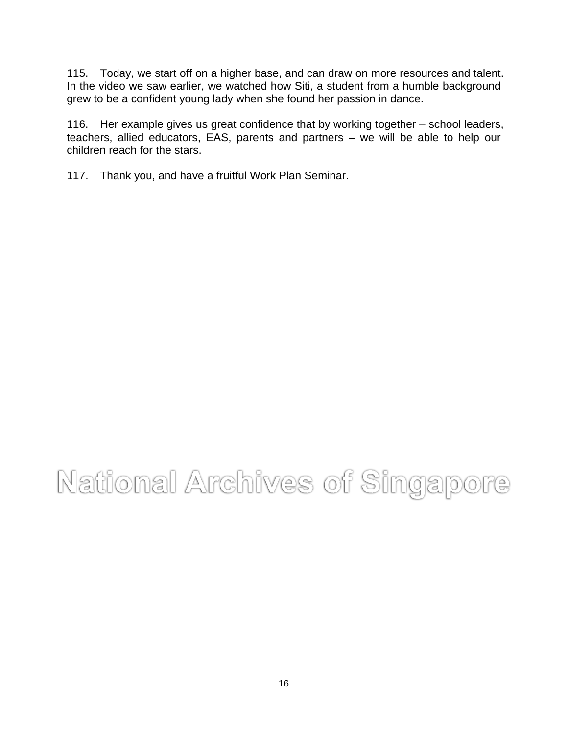115. Today, we start off on a higher base, and can draw on more resources and talent. In the video we saw earlier, we watched how Siti, a student from a humble background grew to be a confident young lady when she found her passion in dance.

116. Her example gives us great confidence that by working together – school leaders, teachers, allied educators, EAS, parents and partners – we will be able to help our children reach for the stars.

117. Thank you, and have a fruitful Work Plan Seminar.